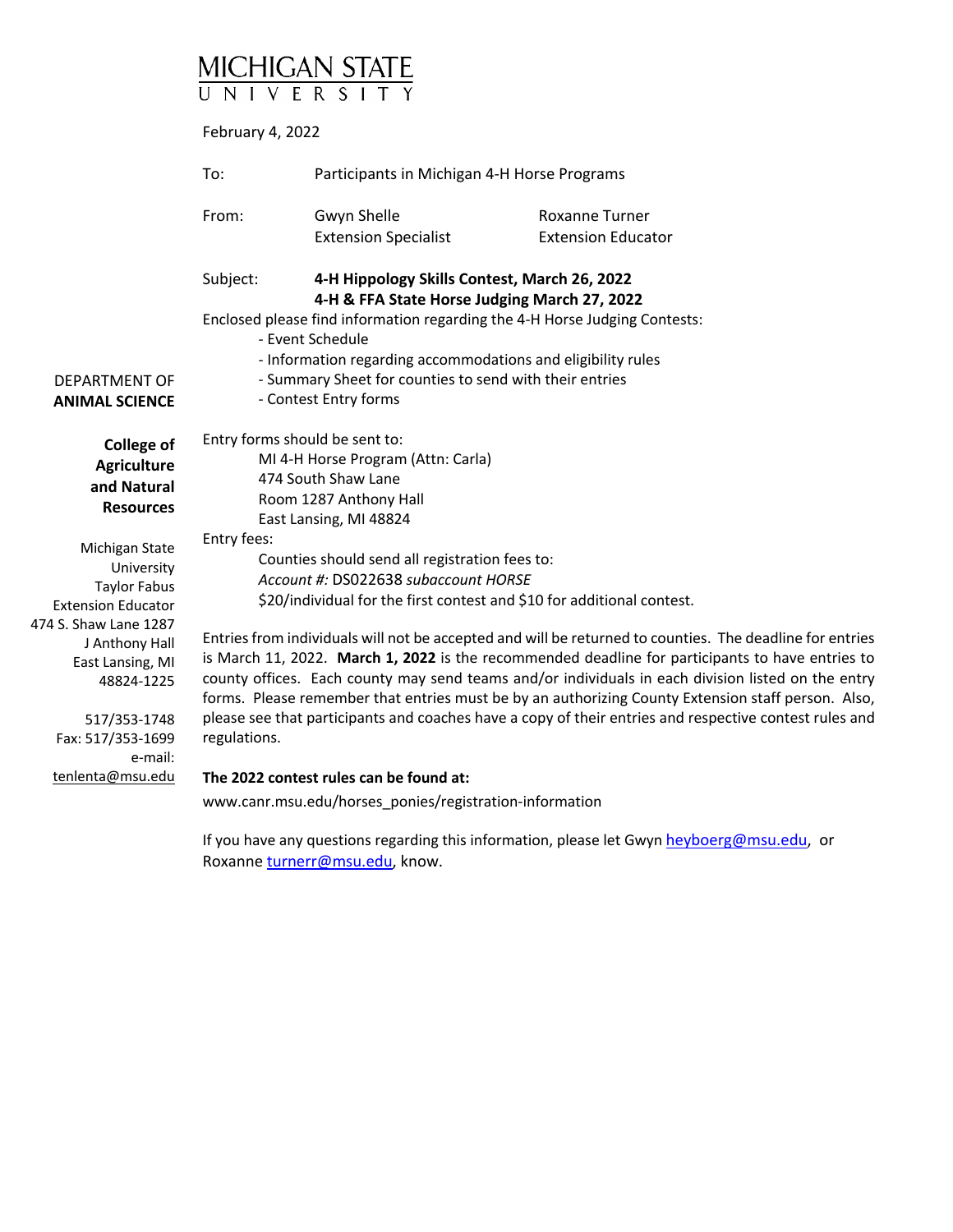# MICHIGAN STATE UNIVERSITY

February 4, 2022

To: Participants in Michigan 4-H Horse Programs

From: Gwyn Shelle, Extension Specialist; Roxanne Turner, Extension Educator

Subject: **4-H Hippology Skills Contest, March 26, 2022**
**4-H & FFA State Horse Judging March 27, 2022**

Enclosed please find information regarding the 4-H Horse Judging Contests:

- Event Schedule
- Information regarding accommodations and eligibility rules
- Summary Sheet for counties to send with their entries
- Contest Entry forms

Entry forms should be sent to:

MI 4-H Horse Program (Attn: Carla)
474 South Shaw Lane
Room 1287 Anthony Hall
East Lansing, MI 48824

Entry fees:

Counties should send all registration fees to:
*Account #:* DS022638 *subaccount HORSE*
$20/individual for the first contest and $10 for additional contest.

Entries from individuals will not be accepted and will be returned to counties. The deadline for entries is March 11, 2022. **March 1, 2022** is the recommended deadline for participants to have entries to county offices. Each county may send teams and/or individuals in each division listed on the entry forms. Please remember that entries must be by an authorizing County Extension staff person. Also, please see that participants and coaches have a copy of their entries and respective contest rules and regulations.

**The 2022 contest rules can be found at:**

www.canr.msu.edu/horses_ponies/registration-information

If you have any questions regarding this information, please let Gwyn heyboerg@msu.edu, or Roxanne turnerr@msu.edu, know.

DEPARTMENT OF **ANIMAL SCIENCE**

**College of Agriculture and Natural Resources**

Michigan State University
Taylor Fabus
Extension Educator
474 S. Shaw Lane 1287 J Anthony Hall
East Lansing, MI 48824-1225

517/353-1748
Fax: 517/353-1699
e-mail: tenlenta@msu.edu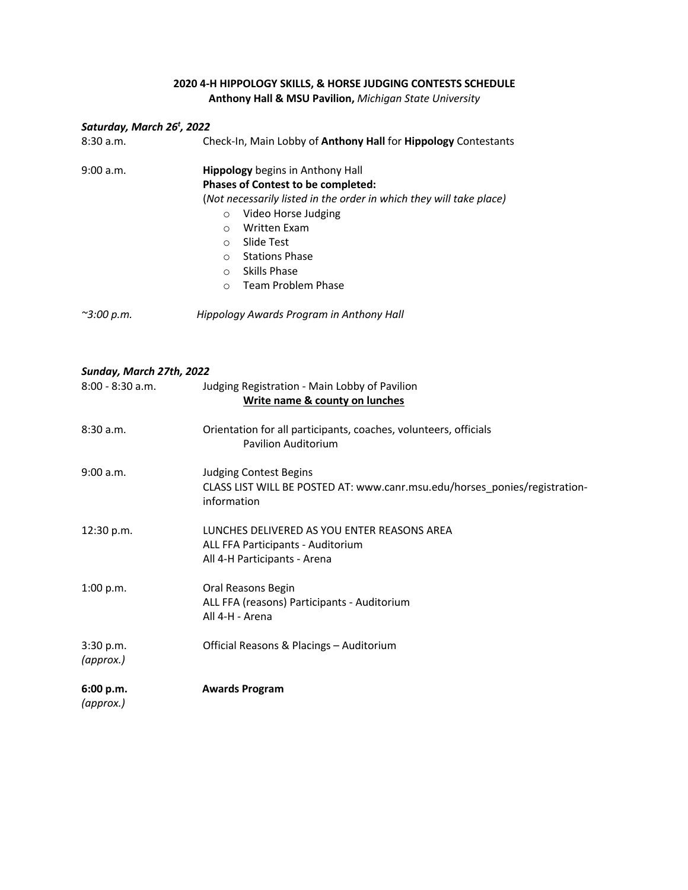**2020 4-H HIPPOLOGY SKILLS, & HORSE JUDGING CONTESTS SCHEDULE**
**Anthony Hall & MSU Pavilion,** *Michigan State University*

***Saturday, March 26t, 2022***

8:30 a.m. — Check-In, Main Lobby of **Anthony Hall** for **Hippology** Contestants

9:00 a.m. — **Hippology** begins in Anthony Hall
**Phases of Contest to be completed:**
(*Not necessarily listed in the order in which they will take place)*

- Video Horse Judging
- Written Exam
- Slide Test
- Stations Phase
- Skills Phase
- Team Problem Phase

*~3:00 p.m.* — *Hippology Awards Program in Anthony Hall*

***Sunday, March 27th, 2022***

8:00 - 8:30 a.m. — Judging Registration - Main Lobby of Pavilion
**Write name & county on lunches**

8:30 a.m. — Orientation for all participants, coaches, volunteers, officials
Pavilion Auditorium

9:00 a.m. — Judging Contest Begins
CLASS LIST WILL BE POSTED AT: www.canr.msu.edu/horses_ponies/registration-information

12:30 p.m. — LUNCHES DELIVERED AS YOU ENTER REASONS AREA
ALL FFA Participants - Auditorium
All 4-H Participants - Arena

1:00 p.m. — Oral Reasons Begin
ALL FFA (reasons) Participants - Auditorium
All 4-H - Arena

3:30 p.m. *(approx.)* — Official Reasons & Placings – Auditorium

**6:00 p.m.** *(approx.)* — **Awards Program**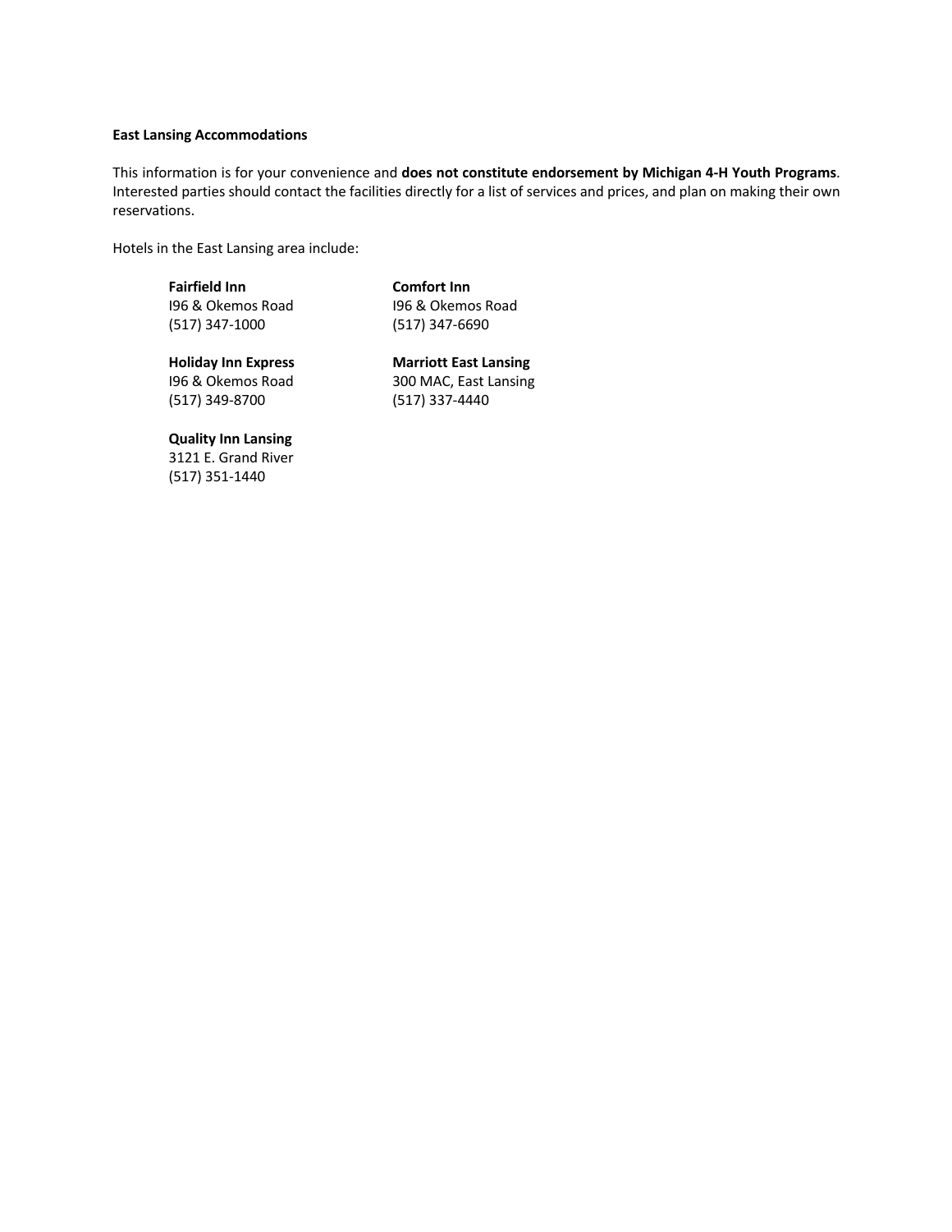**East Lansing Accommodations**

This information is for your convenience and **does not constitute endorsement by Michigan 4-H Youth Programs**. Interested parties should contact the facilities directly for a list of services and prices, and plan on making their own reservations.

Hotels in the East Lansing area include:

**Fairfield Inn**
I96 & Okemos Road
(517) 347-1000

**Comfort Inn**
I96 & Okemos Road
(517) 347-6690

**Holiday Inn Express**
I96 & Okemos Road
(517) 349-8700

**Marriott East Lansing**
300 MAC, East Lansing
(517) 337-4440

**Quality Inn Lansing**
3121 E. Grand River
(517) 351-1440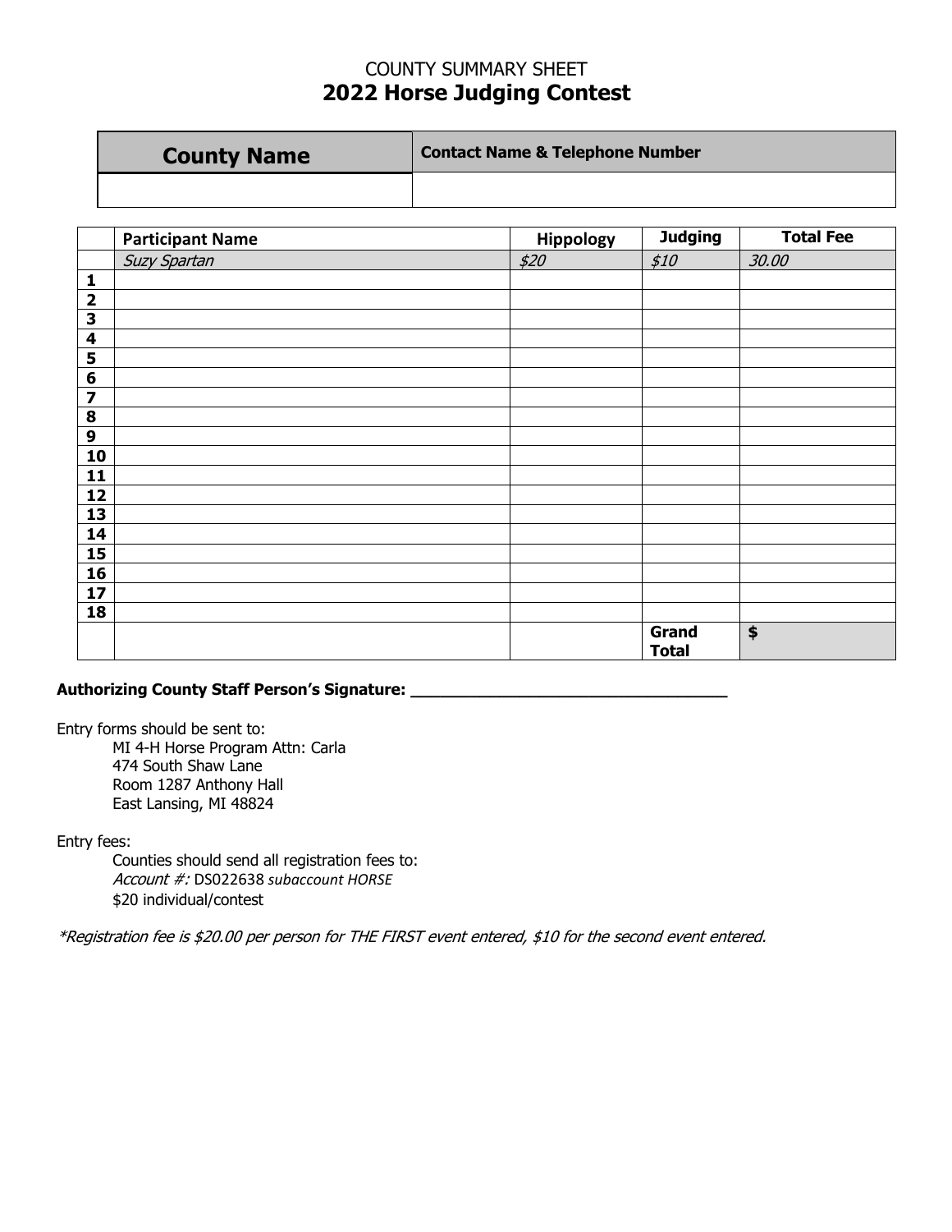COUNTY SUMMARY SHEET

# 2022 Horse Judging Contest

| County Name | Contact Name & Telephone Number |
|---|---|
| | |

| | Participant Name | Hippology | Judging | Total Fee |
|---|---|---|---|---|
| | *Suzy Spartan* | *$20* | *$10* | *30.00* |
| **1** | | | | |
| **2** | | | | |
| **3** | | | | |
| **4** | | | | |
| **5** | | | | |
| **6** | | | | |
| **7** | | | | |
| **8** | | | | |
| **9** | | | | |
| **10** | | | | |
| **11** | | | | |
| **12** | | | | |
| **13** | | | | |
| **14** | | | | |
| **15** | | | | |
| **16** | | | | |
| **17** | | | | |
| **18** | | | | |
| | | | **Grand Total** | **$** |

**Authorizing County Staff Person's Signature: ___________________________________**

Entry forms should be sent to:

MI 4-H Horse Program Attn: Carla
474 South Shaw Lane
Room 1287 Anthony Hall
East Lansing, MI 48824

Entry fees:

Counties should send all registration fees to:
*Account #:* DS022638 *subaccount HORSE*
$20 individual/contest

*\*Registration fee is $20.00 per person for THE FIRST event entered, $10 for the second event entered.*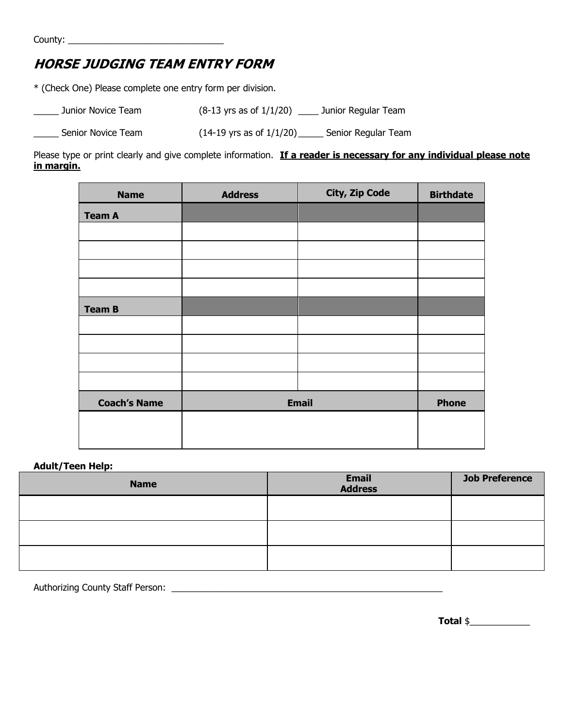County: ______________________________

## *HORSE JUDGING TEAM ENTRY FORM*

* (Check One) Please complete one entry form per division.

_____ Junior Novice Team (8-13 yrs as of 1/1/20) ____ Junior Regular Team

_____ Senior Novice Team (14-19 yrs as of 1/1/20) _____ Senior Regular Team

Please type or print clearly and give complete information. **<u>If a reader is necessary for any individual please note in margin.</u>**

| Name | Address | City, Zip Code | Birthdate |
|---|---|---|---|
| **Team A** | | | |
| | | | |
| | | | |
| | | | |
| | | | |
| **Team B** | | | |
| | | | |
| | | | |
| | | | |
| | | | |
| **Coach's Name** | **Email** | | **Phone** |
| | | | |

**Adult/Teen Help:**

| Name | Email Address | Job Preference |
|---|---|---|
| | | |
| | | |
| | | |

Authorizing County Staff Person: ________________________________________________

**Total** $___________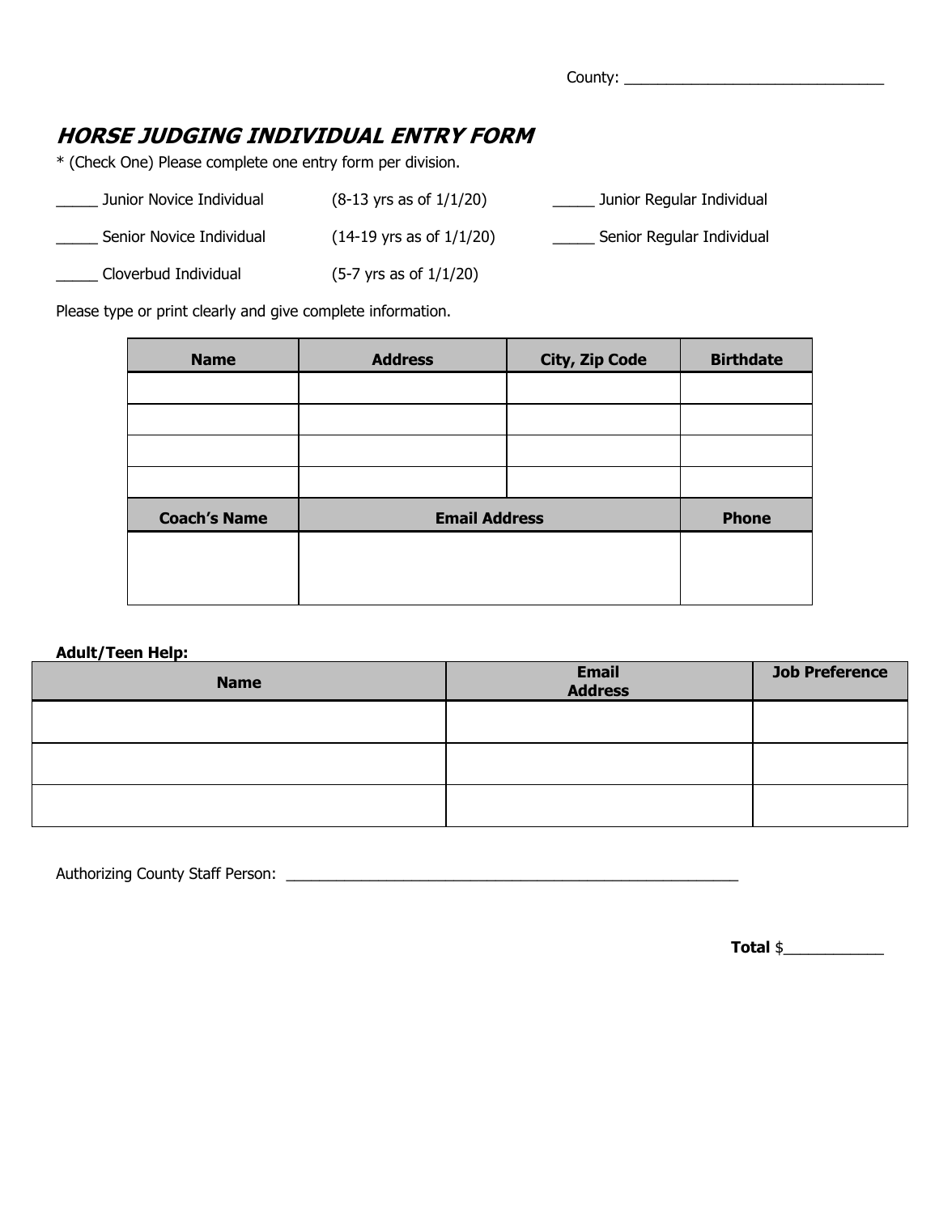County: ______________________________

## *HORSE JUDGING INDIVIDUAL ENTRY FORM*

* (Check One) Please complete one entry form per division.

_____ Junior Novice Individual (8-13 yrs as of 1/1/20) _____ Junior Regular Individual

_____ Senior Novice Individual (14-19 yrs as of 1/1/20) _____ Senior Regular Individual

_____ Cloverbud Individual (5-7 yrs as of 1/1/20)

Please type or print clearly and give complete information.

| **Name** | **Address** | **City, Zip Code** | **Birthdate** |
|---|---|---|---|
| | | | |
| | | | |
| | | | |
| | | | |
| **Coach's Name** | **Email Address** | | **Phone** |
| | | | |

**Adult/Teen Help:**

| **Name** | **Email Address** | **Job Preference** |
|---|---|---|
| | | |
| | | |
| | | |

Authorizing County Staff Person: ______________________________________________

**Total** $___________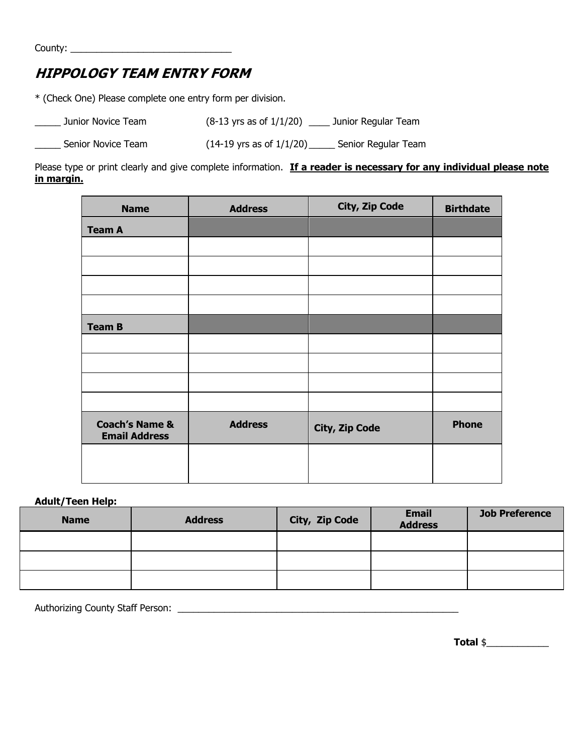County: _______________________________

## *HIPPOLOGY TEAM ENTRY FORM*

* (Check One) Please complete one entry form per division.

_____ Junior Novice Team (8-13 yrs as of 1/1/20) ____ Junior Regular Team

_____ Senior Novice Team (14-19 yrs as of 1/1/20) _____ Senior Regular Team

Please type or print clearly and give complete information. **<u>If a reader is necessary for any individual please note in margin.</u>**

| Name | Address | City, Zip Code | Birthdate |
|---|---|---|---|
| **Team A** | | | |
| | | | |
| | | | |
| | | | |
| | | | |
| **Team B** | | | |
| | | | |
| | | | |
| | | | |
| | | | |
| **Coach's Name & Email Address** | **Address** | **City, Zip Code** | **Phone** |
| | | | |

**Adult/Teen Help:**

| Name | Address | City, Zip Code | Email Address | Job Preference |
|---|---|---|---|---|
| | | | | |
| | | | | |
| | | | | |

Authorizing County Staff Person: _________________________________________________________

**Total** $____________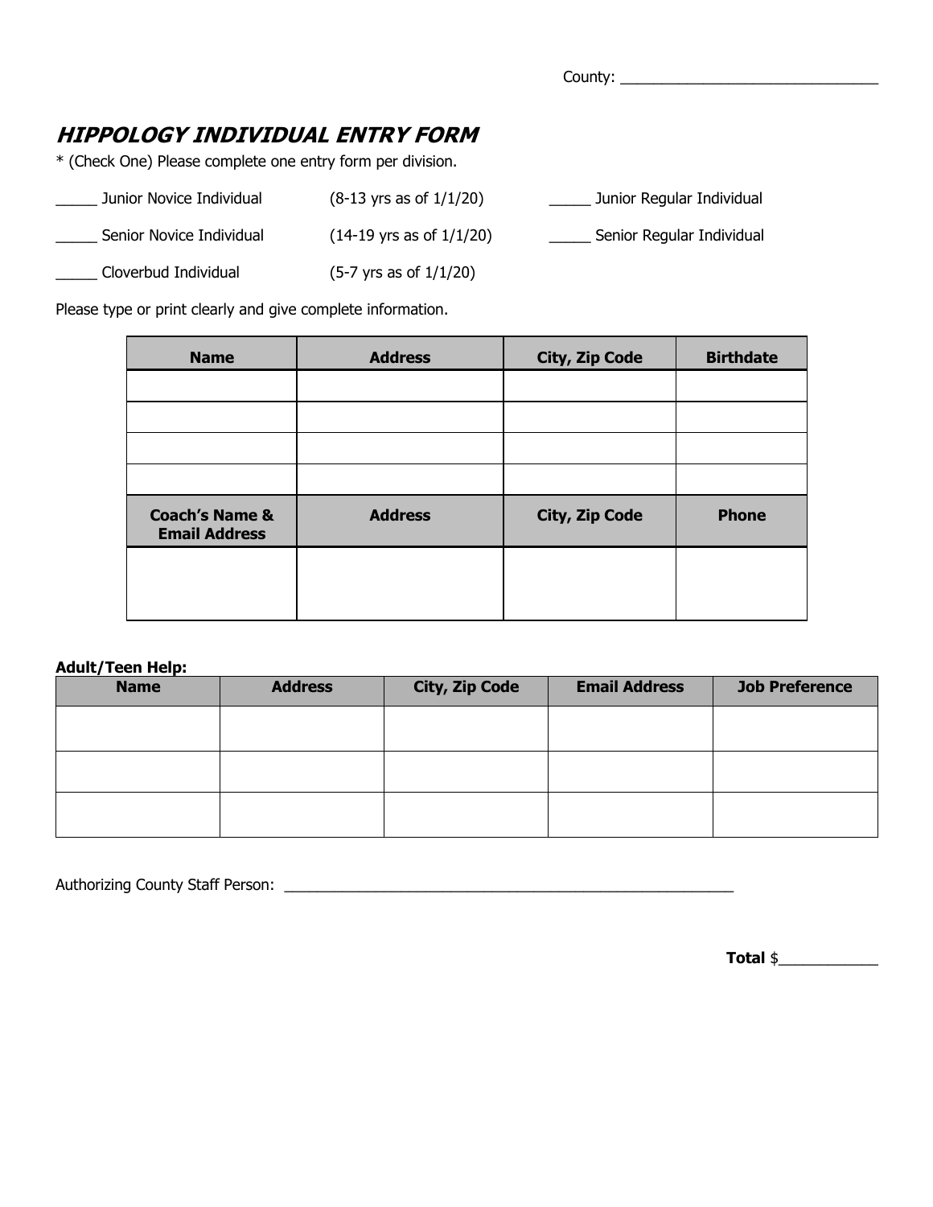County: ______________________________

## *HIPPOLOGY INDIVIDUAL ENTRY FORM*

* (Check One) Please complete one entry form per division.

_____ Junior Novice Individual (8-13 yrs as of 1/1/20) _____ Junior Regular Individual

_____ Senior Novice Individual (14-19 yrs as of 1/1/20) _____ Senior Regular Individual

_____ Cloverbud Individual (5-7 yrs as of 1/1/20)

Please type or print clearly and give complete information.

| Name | Address | City, Zip Code | Birthdate |
|---|---|---|---|
| | | | |
| | | | |
| | | | |
| | | | |
| **Coach's Name & Email Address** | **Address** | **City, Zip Code** | **Phone** |
| | | | |

**Adult/Teen Help:**

| Name | Address | City, Zip Code | Email Address | Job Preference |
|---|---|---|---|---|
| | | | | |
| | | | | |
| | | | | |

Authorizing County Staff Person: ______________________________________________________

**Total** $____________